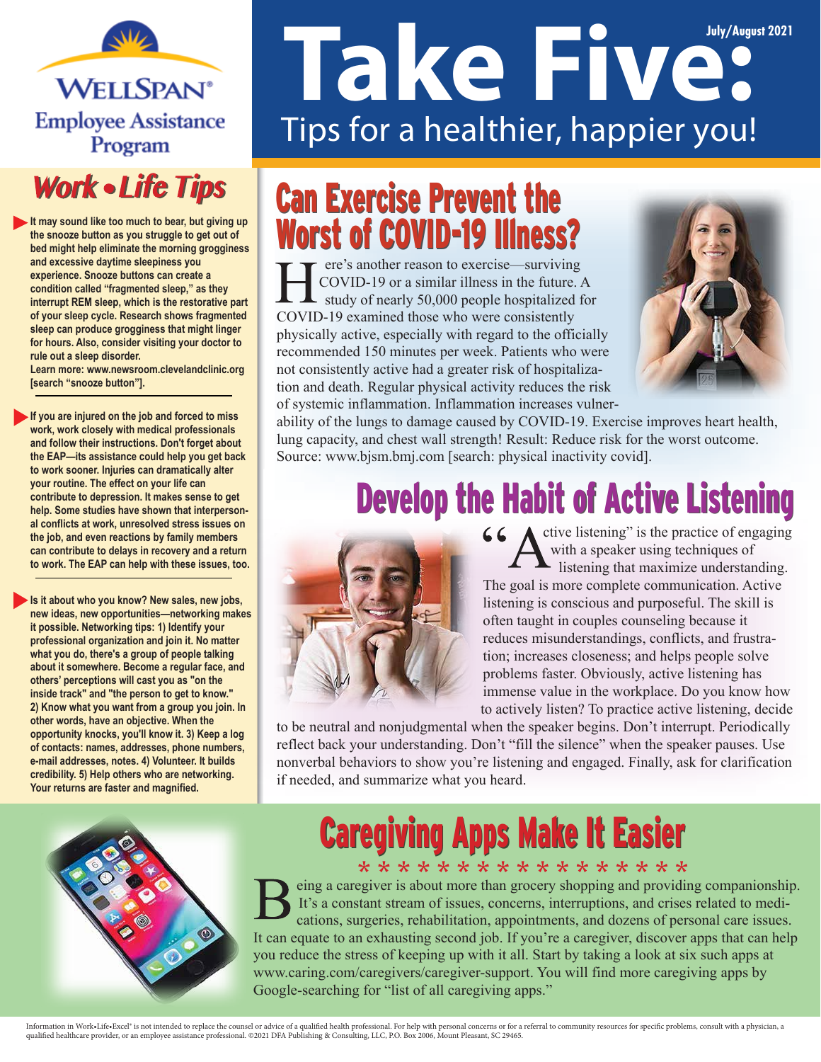WellSpan® Employee Assistance Program

July/August 2021

# Take Five:

Tips for a healthier, happier you!

## Work • Life Tips

**It may sound like too much to bear, but giving up the snooze button as you struggle to get out of bed might help eliminate the morning grogginess and excessive daytime sleepiness you experience. Snooze buttons can create a condition called "fragmented sleep," as they interrupt REM sleep, which is the restorative part of your sleep cycle. Research shows fragmented sleep can produce grogginess that might linger for hours. Also, consider visiting your doctor to rule out a sleep disorder. Learn more: www.newsroom.clevelandclinic.org [search "snooze button"].**

**If you are injured on the job and forced to miss work, work closely with medical professionals and follow their instructions. Don't forget about the EAP—its assistance could help you get back to work sooner. Injuries can dramatically alter your routine. The effect on your life can contribute to depression. It makes sense to get help. Some studies have shown that interpersonal conflicts at work, unresolved stress issues on the job, and even reactions by family members can contribute to delays in recovery and a return to work. The EAP can help with these issues, too.**

**Is it about who you know? New sales, new jobs, new ideas, new opportunities—networking makes it possible. Networking tips: 1) Identify your professional organization and join it. No matter what you do, there's a group of people talking about it somewhere. Become a regular face, and others' perceptions will cast you as "on the inside track" and "the person to get to know." 2) Know what you want from a group you join. In other words, have an objective. When the opportunity knocks, you'll know it. 3) Keep a log of contacts: names, addresses, phone numbers, e-mail addresses, notes. 4) Volunteer. It builds credibility. 5) Help others who are networking. Your returns are faster and magnified.**

## Can Exercise Prevent the Worst of COVID-19 Illness?

Here's another reason to exercise—surviving COVID-19 or a similar illness in the future. A study of nearly 50,000 people hospitalized for COVID-19 examined those who were consistently physically active, especially with regard to the officially recommended 150 minutes per week. Patients who were not consistently active had a greater risk of hospitalization and death. Regular physical activity reduces the risk of systemic inflammation. Inflammation increases vulnerability of the lungs to damage caused by COVID-19. Exercise improves heart health, lung capacity, and chest wall strength! Result: Reduce risk for the worst outcome. Source: www.bjsm.bmj.com [search: physical inactivity covid].

## Develop the Habit of Active Listening

"Active listening" is the practice of engaging with a speaker using techniques of listening that maximize understanding. The goal is more complete communication. Active listening is conscious and purposeful. The skill is often taught in couples counseling because it reduces misunderstandings, conflicts, and frustration; increases closeness; and helps people solve problems faster. Obviously, active listening has immense value in the workplace. Do you know how to actively listen? To practice active listening, decide to be neutral and nonjudgmental when the speaker begins. Don't interrupt. Periodically reflect back your understanding. Don't "fill the silence" when the speaker pauses. Use nonverbal behaviors to show you're listening and engaged. Finally, ask for clarification if needed, and summarize what you heard.

## Caregiving Apps Make It Easier

Being a caregiver is about more than grocery shopping and providing companionship. It's a constant stream of issues, concerns, interruptions, and crises related to medications, surgeries, rehabilitation, appointments, and dozens of personal care issues. It can equate to an exhausting second job. If you're a caregiver, discover apps that can help you reduce the stress of keeping up with it all. Start by taking a look at six such apps at www.caring.com/caregivers/caregiver-support. You will find more caregiving apps by Google-searching for "list of all caregiving apps."

Information in Work•Life•Excel® is not intended to replace the counsel or advice of a qualified health professional. For help with personal concerns or for a referral to community resources for specific problems, consult with a physician, a qualified healthcare provider, or an employee assistance professional. ©2021 DFA Publishing & Consulting, LLC, P.O. Box 2006, Mount Pleasant, SC 29465.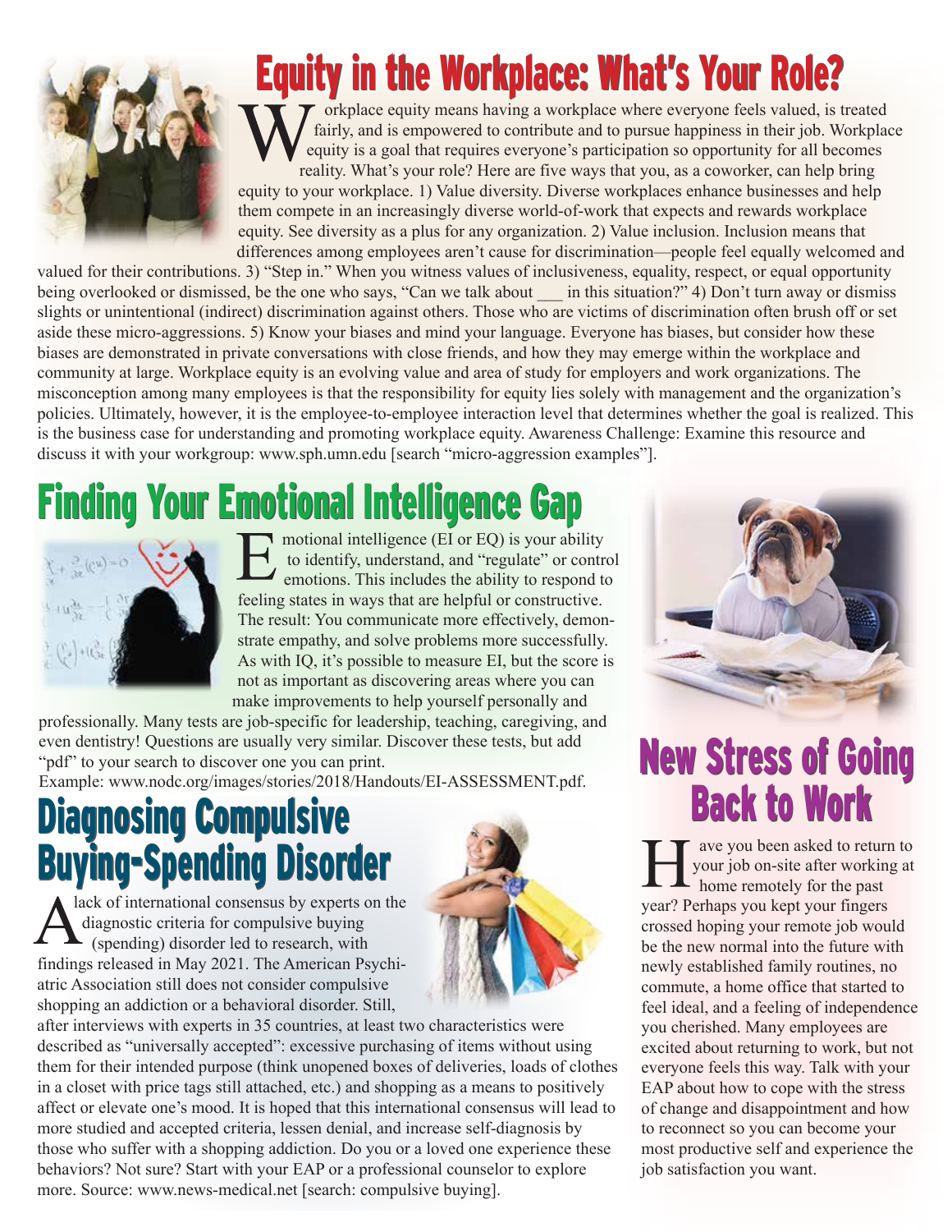# Equity in the Workplace: What's Your Role?

Workplace equity means having a workplace where everyone feels valued, is treated fairly, and is empowered to contribute and to pursue happiness in their job. Workplace equity is a goal that requires everyone's participation so opportunity for all becomes reality. What's your role? Here are five ways that you, as a coworker, can help bring equity to your workplace. 1) Value diversity. Diverse workplaces enhance businesses and help them compete in an increasingly diverse world-of-work that expects and rewards workplace equity. See diversity as a plus for any organization. 2) Value inclusion. Inclusion means that differences among employees aren't cause for discrimination—people feel equally welcomed and valued for their contributions. 3) "Step in." When you witness values of inclusiveness, equality, respect, or equal opportunity being overlooked or dismissed, be the one who says, "Can we talk about ___ in this situation?" 4) Don't turn away or dismiss slights or unintentional (indirect) discrimination against others. Those who are victims of discrimination often brush off or set aside these micro-aggressions. 5) Know your biases and mind your language. Everyone has biases, but consider how these biases are demonstrated in private conversations with close friends, and how they may emerge within the workplace and community at large. Workplace equity is an evolving value and area of study for employers and work organizations. The misconception among many employees is that the responsibility for equity lies solely with management and the organization's policies. Ultimately, however, it is the employee-to-employee interaction level that determines whether the goal is realized. This is the business case for understanding and promoting workplace equity. Awareness Challenge: Examine this resource and discuss it with your workgroup: www.sph.umn.edu [search "micro-aggression examples"].

# Finding Your Emotional Intelligence Gap

Emotional intelligence (EI or EQ) is your ability to identify, understand, and "regulate" or control emotions. This includes the ability to respond to feeling states in ways that are helpful or constructive. The result: You communicate more effectively, demonstrate empathy, and solve problems more successfully. As with IQ, it's possible to measure EI, but the score is not as important as discovering areas where you can make improvements to help yourself personally and professionally. Many tests are job-specific for leadership, teaching, caregiving, and even dentistry! Questions are usually very similar. Discover these tests, but add "pdf" to your search to discover one you can print.
Example: www.nodc.org/images/stories/2018/Handouts/EI-ASSESSMENT.pdf.

# Diagnosing Compulsive Buying-Spending Disorder

A lack of international consensus by experts on the diagnostic criteria for compulsive buying (spending) disorder led to research, with findings released in May 2021. The American Psychiatric Association still does not consider compulsive shopping an addiction or a behavioral disorder. Still, after interviews with experts in 35 countries, at least two characteristics were described as "universally accepted": excessive purchasing of items without using them for their intended purpose (think unopened boxes of deliveries, loads of clothes in a closet with price tags still attached, etc.) and shopping as a means to positively affect or elevate one's mood. It is hoped that this international consensus will lead to more studied and accepted criteria, lessen denial, and increase self-diagnosis by those who suffer with a shopping addiction. Do you or a loved one experience these behaviors? Not sure? Start with your EAP or a professional counselor to explore more. Source: www.news-medical.net [search: compulsive buying].

# New Stress of Going Back to Work

Have you been asked to return to your job on-site after working at home remotely for the past year? Perhaps you kept your fingers crossed hoping your remote job would be the new normal into the future with newly established family routines, no commute, a home office that started to feel ideal, and a feeling of independence you cherished. Many employees are excited about returning to work, but not everyone feels this way. Talk with your EAP about how to cope with the stress of change and disappointment and how to reconnect so you can become your most productive self and experience the job satisfaction you want.